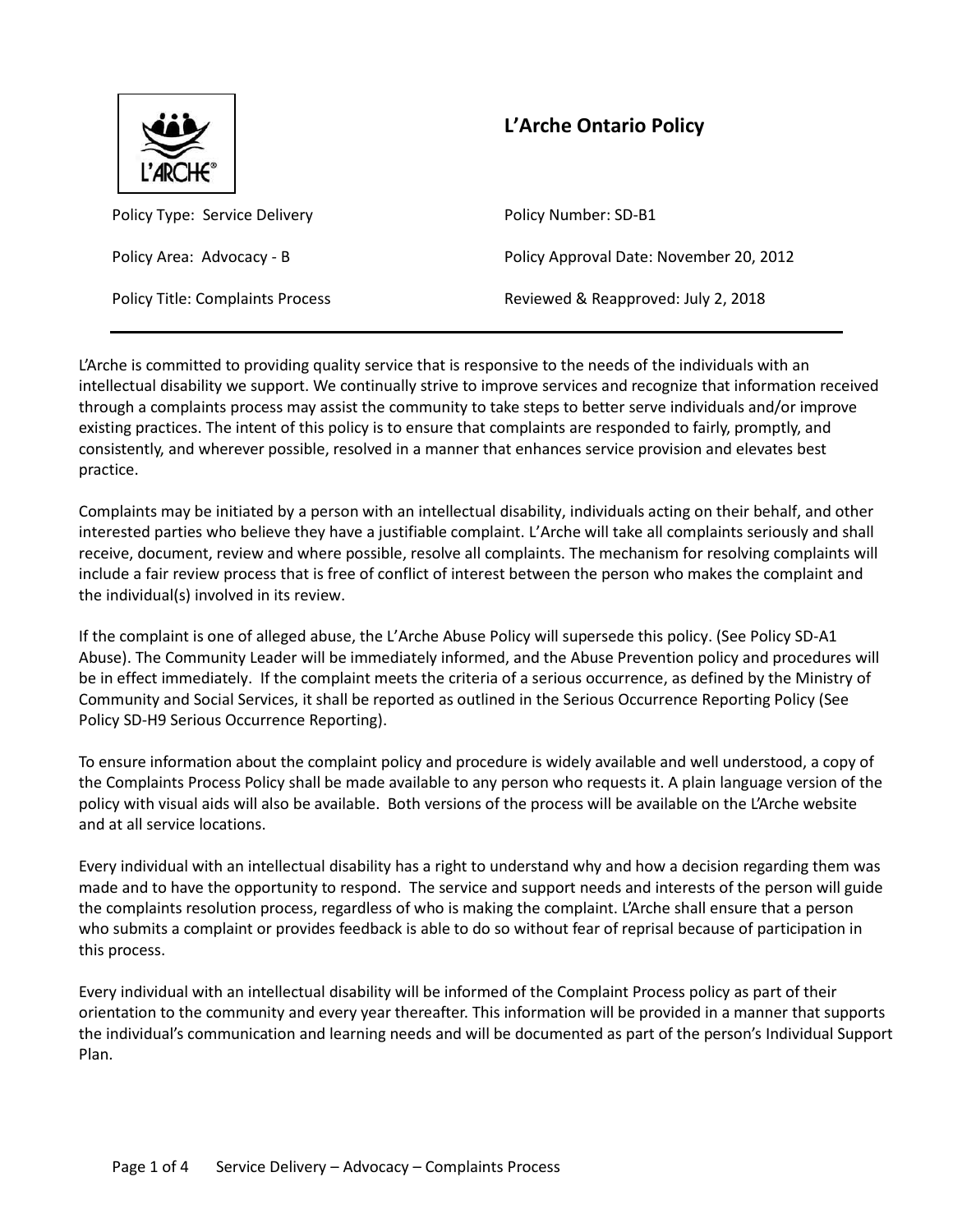# L'Arche Ontario Policy

| | |
|---|---|
| Policy Type: Service Delivery | Policy Number: SD-B1 |
| Policy Area: Advocacy - B | Policy Approval Date: November 20, 2012 |
| Policy Title: Complaints Process | Reviewed & Reapproved: July 2, 2018 |

L'Arche is committed to providing quality service that is responsive to the needs of the individuals with an intellectual disability we support. We continually strive to improve services and recognize that information received through a complaints process may assist the community to take steps to better serve individuals and/or improve existing practices. The intent of this policy is to ensure that complaints are responded to fairly, promptly, and consistently, and wherever possible, resolved in a manner that enhances service provision and elevates best practice.

Complaints may be initiated by a person with an intellectual disability, individuals acting on their behalf, and other interested parties who believe they have a justifiable complaint. L'Arche will take all complaints seriously and shall receive, document, review and where possible, resolve all complaints. The mechanism for resolving complaints will include a fair review process that is free of conflict of interest between the person who makes the complaint and the individual(s) involved in its review.

If the complaint is one of alleged abuse, the L'Arche Abuse Policy will supersede this policy. (See Policy SD-A1 Abuse). The Community Leader will be immediately informed, and the Abuse Prevention policy and procedures will be in effect immediately. If the complaint meets the criteria of a serious occurrence, as defined by the Ministry of Community and Social Services, it shall be reported as outlined in the Serious Occurrence Reporting Policy (See Policy SD-H9 Serious Occurrence Reporting).

To ensure information about the complaint policy and procedure is widely available and well understood, a copy of the Complaints Process Policy shall be made available to any person who requests it. A plain language version of the policy with visual aids will also be available. Both versions of the process will be available on the L'Arche website and at all service locations.

Every individual with an intellectual disability has a right to understand why and how a decision regarding them was made and to have the opportunity to respond. The service and support needs and interests of the person will guide the complaints resolution process, regardless of who is making the complaint. L'Arche shall ensure that a person who submits a complaint or provides feedback is able to do so without fear of reprisal because of participation in this process.

Every individual with an intellectual disability will be informed of the Complaint Process policy as part of their orientation to the community and every year thereafter. This information will be provided in a manner that supports the individual's communication and learning needs and will be documented as part of the person's Individual Support Plan.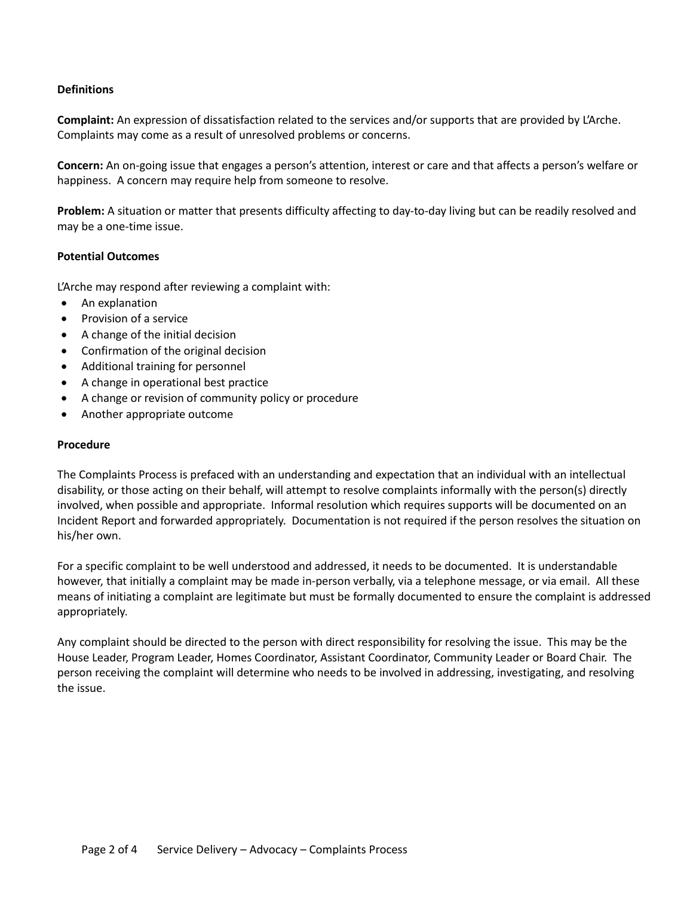**Definitions**

**Complaint:** An expression of dissatisfaction related to the services and/or supports that are provided by L'Arche. Complaints may come as a result of unresolved problems or concerns.

**Concern:** An on-going issue that engages a person's attention, interest or care and that affects a person's welfare or happiness. A concern may require help from someone to resolve.

**Problem:** A situation or matter that presents difficulty affecting to day-to-day living but can be readily resolved and may be a one-time issue.

**Potential Outcomes**

L'Arche may respond after reviewing a complaint with:

- An explanation
- Provision of a service
- A change of the initial decision
- Confirmation of the original decision
- Additional training for personnel
- A change in operational best practice
- A change or revision of community policy or procedure
- Another appropriate outcome

**Procedure**

The Complaints Process is prefaced with an understanding and expectation that an individual with an intellectual disability, or those acting on their behalf, will attempt to resolve complaints informally with the person(s) directly involved, when possible and appropriate. Informal resolution which requires supports will be documented on an Incident Report and forwarded appropriately. Documentation is not required if the person resolves the situation on his/her own.

For a specific complaint to be well understood and addressed, it needs to be documented. It is understandable however, that initially a complaint may be made in-person verbally, via a telephone message, or via email. All these means of initiating a complaint are legitimate but must be formally documented to ensure the complaint is addressed appropriately.

Any complaint should be directed to the person with direct responsibility for resolving the issue. This may be the House Leader, Program Leader, Homes Coordinator, Assistant Coordinator, Community Leader or Board Chair. The person receiving the complaint will determine who needs to be involved in addressing, investigating, and resolving the issue.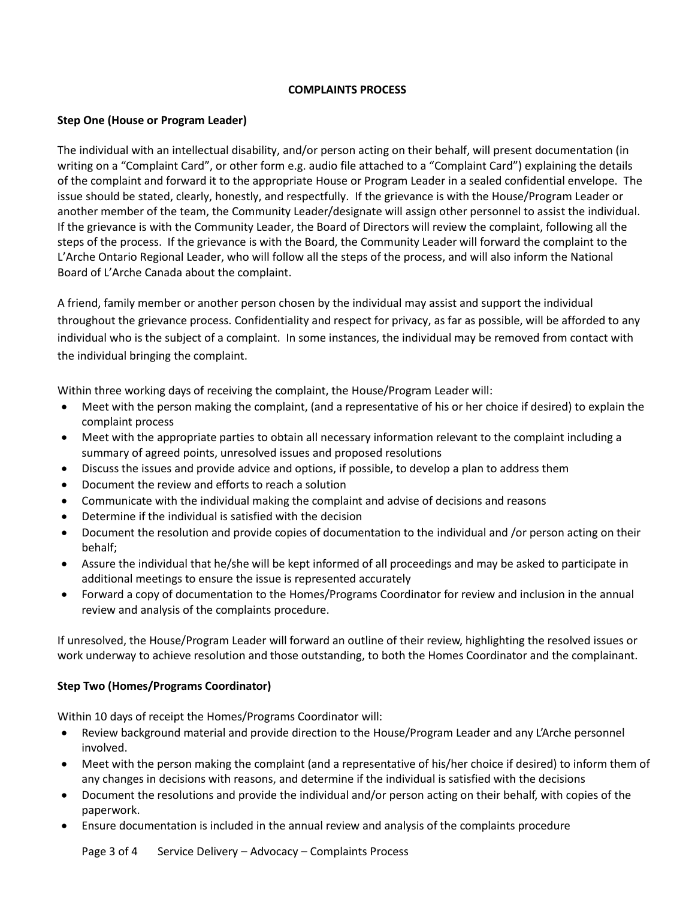# COMPLAINTS PROCESS

### Step One (House or Program Leader)

The individual with an intellectual disability, and/or person acting on their behalf, will present documentation (in writing on a "Complaint Card", or other form e.g. audio file attached to a "Complaint Card") explaining the details of the complaint and forward it to the appropriate House or Program Leader in a sealed confidential envelope. The issue should be stated, clearly, honestly, and respectfully. If the grievance is with the House/Program Leader or another member of the team, the Community Leader/designate will assign other personnel to assist the individual. If the grievance is with the Community Leader, the Board of Directors will review the complaint, following all the steps of the process. If the grievance is with the Board, the Community Leader will forward the complaint to the L'Arche Ontario Regional Leader, who will follow all the steps of the process, and will also inform the National Board of L'Arche Canada about the complaint.

A friend, family member or another person chosen by the individual may assist and support the individual throughout the grievance process. Confidentiality and respect for privacy, as far as possible, will be afforded to any individual who is the subject of a complaint. In some instances, the individual may be removed from contact with the individual bringing the complaint.

Within three working days of receiving the complaint, the House/Program Leader will:

- Meet with the person making the complaint, (and a representative of his or her choice if desired) to explain the complaint process
- Meet with the appropriate parties to obtain all necessary information relevant to the complaint including a summary of agreed points, unresolved issues and proposed resolutions
- Discuss the issues and provide advice and options, if possible, to develop a plan to address them
- Document the review and efforts to reach a solution
- Communicate with the individual making the complaint and advise of decisions and reasons
- Determine if the individual is satisfied with the decision
- Document the resolution and provide copies of documentation to the individual and /or person acting on their behalf;
- Assure the individual that he/she will be kept informed of all proceedings and may be asked to participate in additional meetings to ensure the issue is represented accurately
- Forward a copy of documentation to the Homes/Programs Coordinator for review and inclusion in the annual review and analysis of the complaints procedure.

If unresolved, the House/Program Leader will forward an outline of their review, highlighting the resolved issues or work underway to achieve resolution and those outstanding, to both the Homes Coordinator and the complainant.

### Step Two (Homes/Programs Coordinator)

Within 10 days of receipt the Homes/Programs Coordinator will:

- Review background material and provide direction to the House/Program Leader and any L'Arche personnel involved.
- Meet with the person making the complaint (and a representative of his/her choice if desired) to inform them of any changes in decisions with reasons, and determine if the individual is satisfied with the decisions
- Document the resolutions and provide the individual and/or person acting on their behalf, with copies of the paperwork.
- Ensure documentation is included in the annual review and analysis of the complaints procedure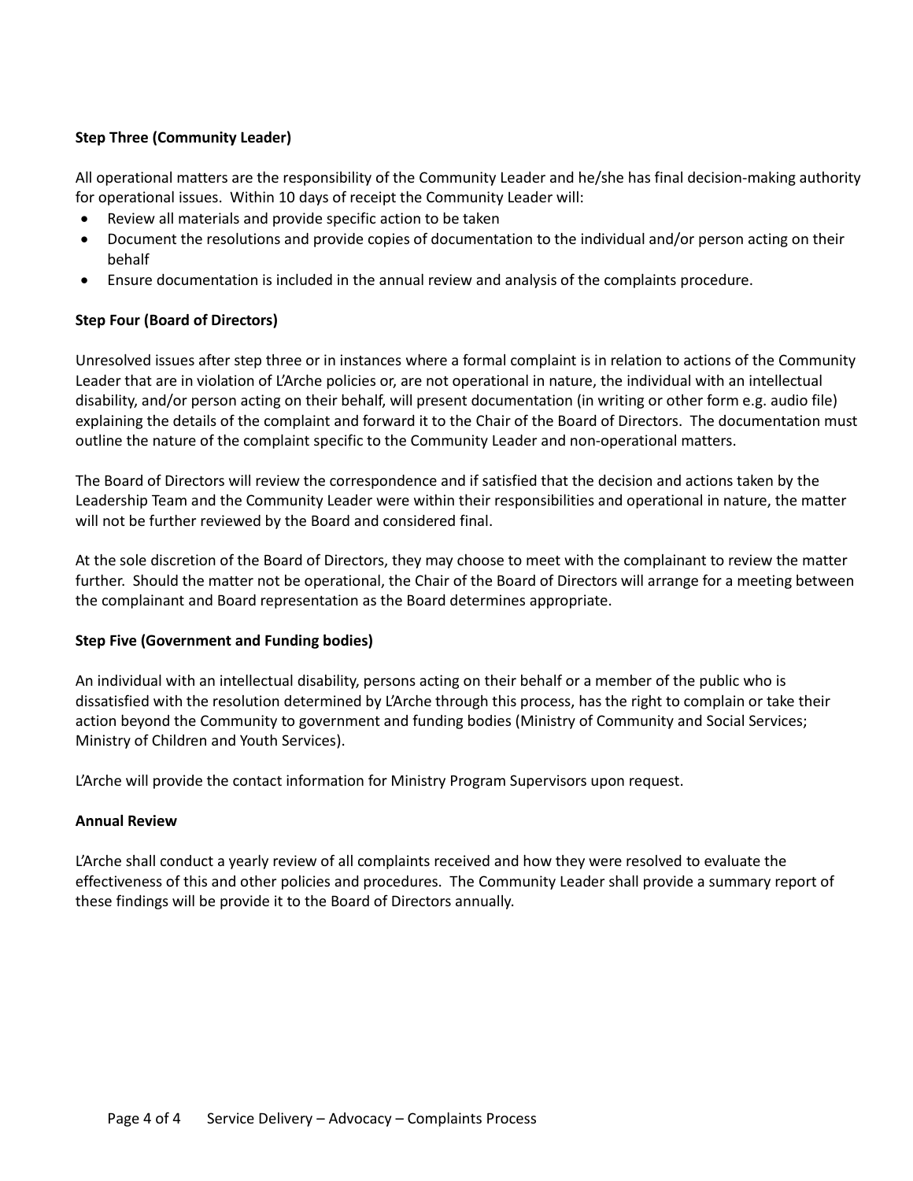**Step Three (Community Leader)**

All operational matters are the responsibility of the Community Leader and he/she has final decision-making authority for operational issues. Within 10 days of receipt the Community Leader will:

- Review all materials and provide specific action to be taken
- Document the resolutions and provide copies of documentation to the individual and/or person acting on their behalf
- Ensure documentation is included in the annual review and analysis of the complaints procedure.

**Step Four (Board of Directors)**

Unresolved issues after step three or in instances where a formal complaint is in relation to actions of the Community Leader that are in violation of L'Arche policies or, are not operational in nature, the individual with an intellectual disability, and/or person acting on their behalf, will present documentation (in writing or other form e.g. audio file) explaining the details of the complaint and forward it to the Chair of the Board of Directors. The documentation must outline the nature of the complaint specific to the Community Leader and non-operational matters.

The Board of Directors will review the correspondence and if satisfied that the decision and actions taken by the Leadership Team and the Community Leader were within their responsibilities and operational in nature, the matter will not be further reviewed by the Board and considered final.

At the sole discretion of the Board of Directors, they may choose to meet with the complainant to review the matter further. Should the matter not be operational, the Chair of the Board of Directors will arrange for a meeting between the complainant and Board representation as the Board determines appropriate.

**Step Five (Government and Funding bodies)**

An individual with an intellectual disability, persons acting on their behalf or a member of the public who is dissatisfied with the resolution determined by L'Arche through this process, has the right to complain or take their action beyond the Community to government and funding bodies (Ministry of Community and Social Services; Ministry of Children and Youth Services).

L'Arche will provide the contact information for Ministry Program Supervisors upon request.

**Annual Review**

L'Arche shall conduct a yearly review of all complaints received and how they were resolved to evaluate the effectiveness of this and other policies and procedures. The Community Leader shall provide a summary report of these findings will be provide it to the Board of Directors annually.